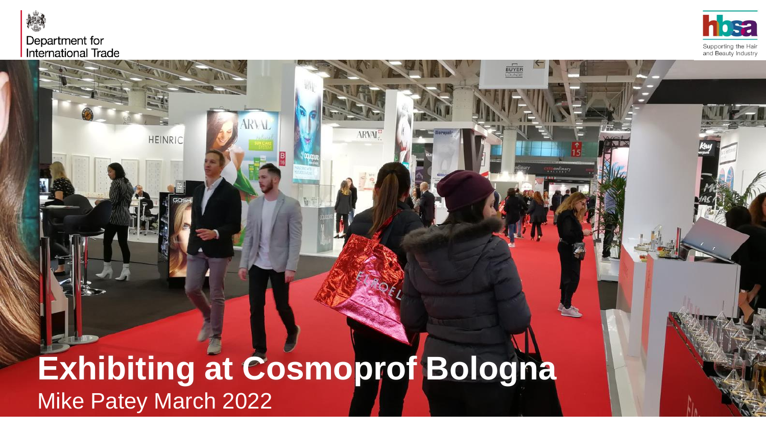Department for International Trade

hbsa
Supporting the Hair and Beauty Industry

# Exhibiting at Cosmoprof Bologna

Mike Patey March 2022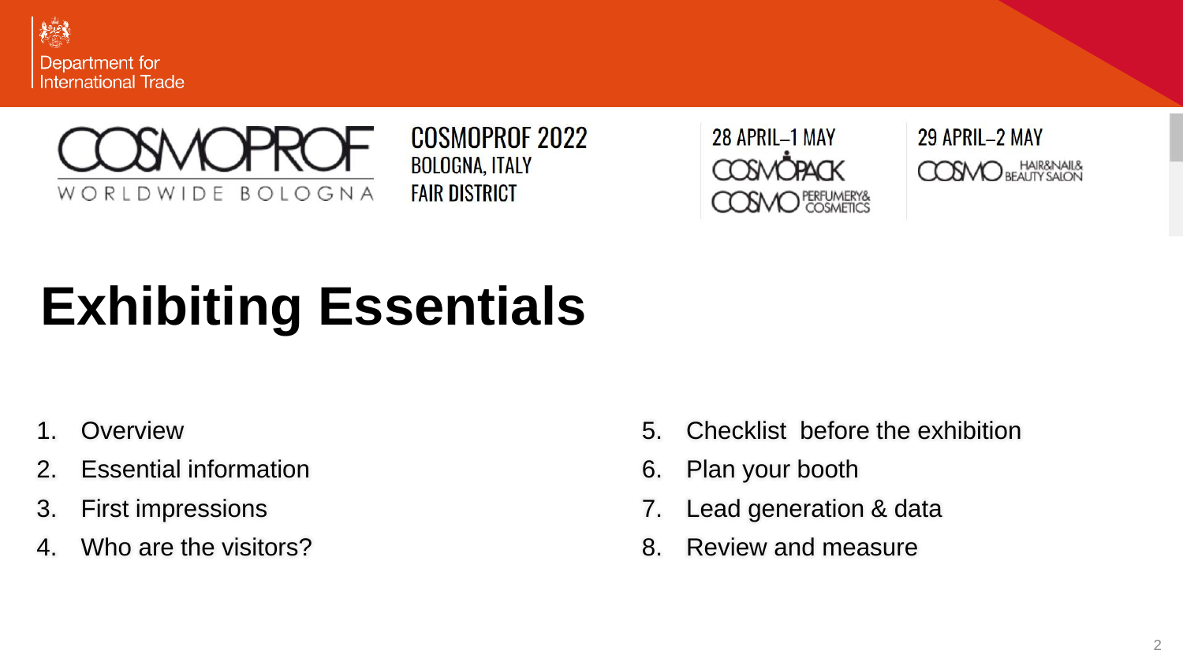Department for International Trade

COSMOPROF WORLDWIDE BOLOGNA

COSMOPROF 2022
BOLOGNA, ITALY
FAIR DISTRICT

28 APRIL–1 MAY
COSMOPACK
COSMO PERFUMERY& COSMETICS

29 APRIL–2 MAY
COSMO HAIR&NAIL& BEAUTY SALON

# Exhibiting Essentials

1. Overview
2. Essential information
3. First impressions
4. Who are the visitors?
5. Checklist before the exhibition
6. Plan your booth
7. Lead generation & data
8. Review and measure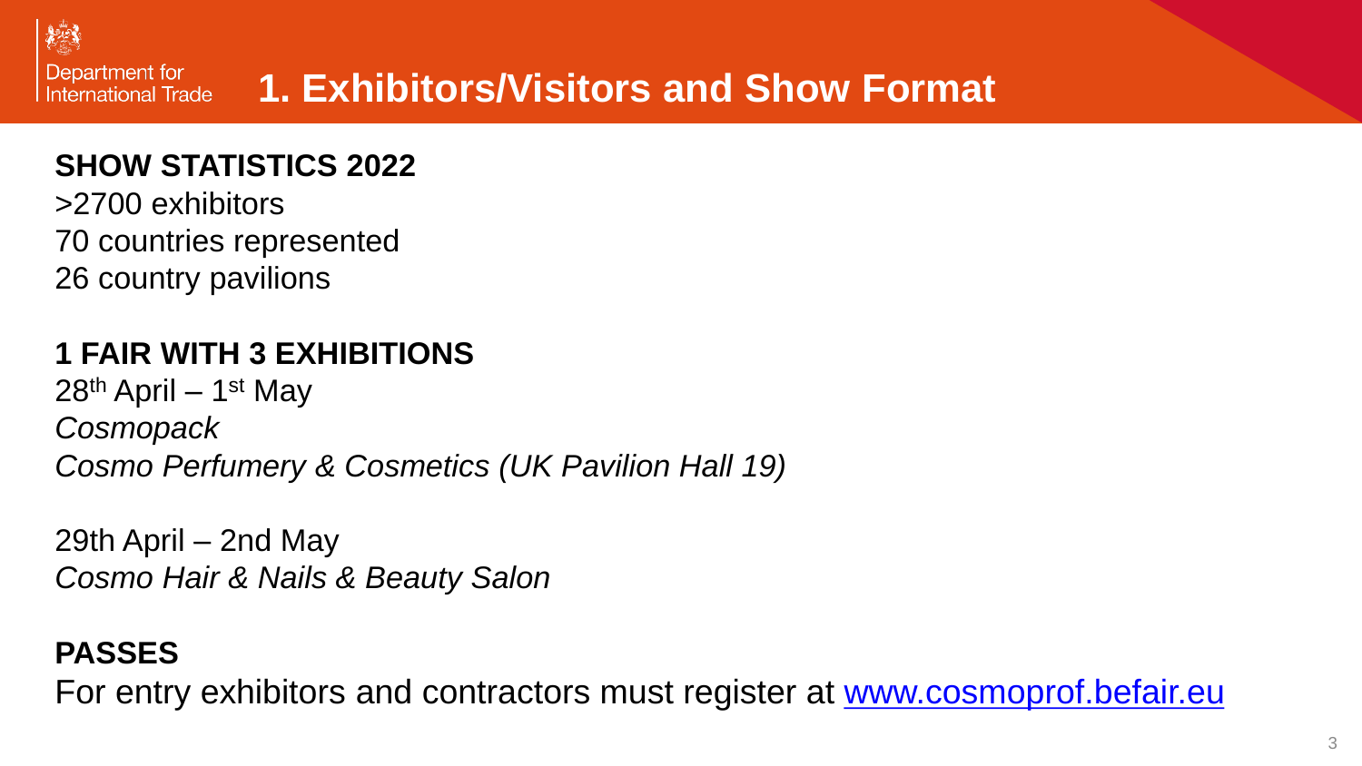# 1. Exhibitors/Visitors and Show Format

**SHOW STATISTICS 2022**

>2700 exhibitors
70 countries represented
26 country pavilions

**1 FAIR WITH 3 EXHIBITIONS**

28th April – 1st May
*Cosmopack*
*Cosmo Perfumery & Cosmetics (UK Pavilion Hall 19)*

29th April – 2nd May
*Cosmo Hair & Nails & Beauty Salon*

**PASSES**

For entry exhibitors and contractors must register at [www.cosmoprof.befair.eu](http://www.cosmoprof.befair.eu)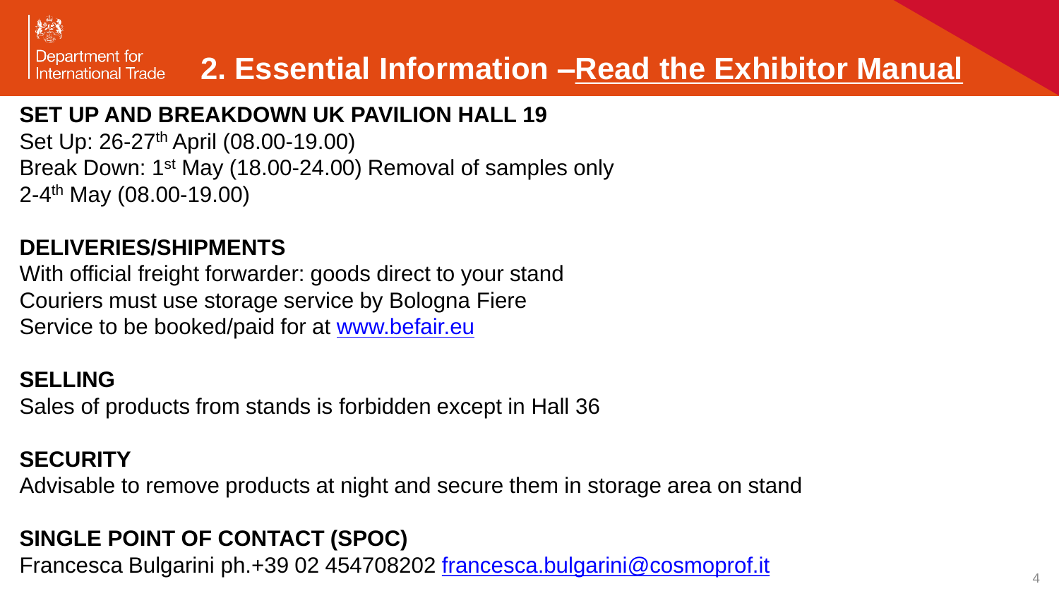# 2. Essential Information –Read the Exhibitor Manual

**SET UP AND BREAKDOWN UK PAVILION HALL 19**

Set Up: 26-27th April (08.00-19.00)
Break Down: 1st May (18.00-24.00) Removal of samples only
2-4th May (08.00-19.00)

**DELIVERIES/SHIPMENTS**

With official freight forwarder: goods direct to your stand
Couriers must use storage service by Bologna Fiere
Service to be booked/paid for at www.befair.eu

**SELLING**

Sales of products from stands is forbidden except in Hall 36

**SECURITY**

Advisable to remove products at night and secure them in storage area on stand

**SINGLE POINT OF CONTACT (SPOC)**

Francesca Bulgarini ph.+39 02 454708202 francesca.bulgarini@cosmoprof.it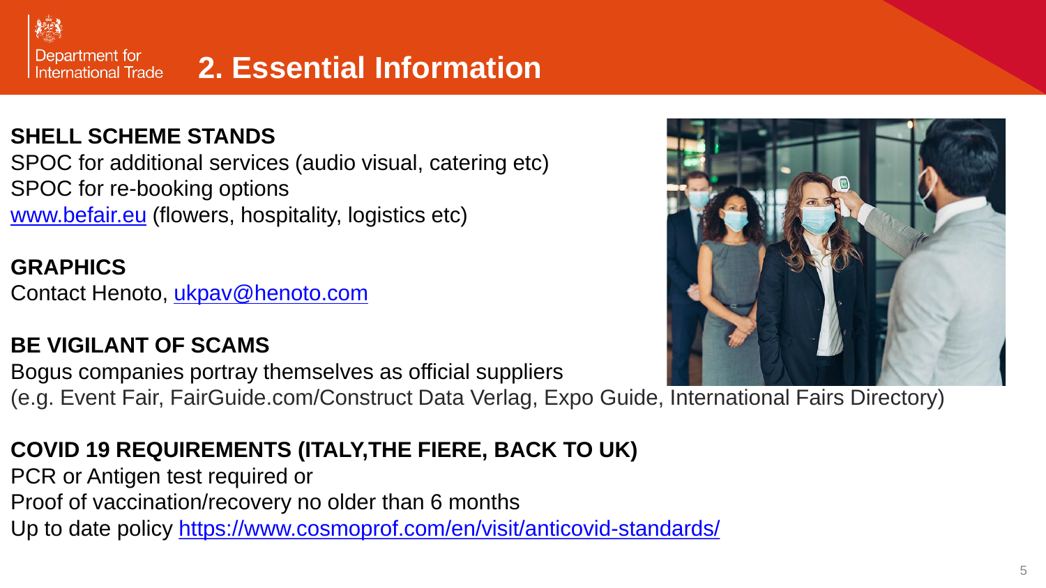# 2. Essential Information

**SHELL SCHEME STANDS**

SPOC for additional services (audio visual, catering etc)
SPOC for re-booking options
[www.befair.eu](http://www.befair.eu) (flowers, hospitality, logistics etc)

**GRAPHICS**

Contact Henoto, [ukpav@henoto.com](mailto:ukpav@henoto.com)

**BE VIGILANT OF SCAMS**

Bogus companies portray themselves as official suppliers
(e.g. Event Fair, FairGuide.com/Construct Data Verlag, Expo Guide, International Fairs Directory)

**COVID 19 REQUIREMENTS (ITALY,THE FIERE, BACK TO UK)**

PCR or Antigen test required or
Proof of vaccination/recovery no older than 6 months
Up to date policy [https://www.cosmoprof.com/en/visit/anticovid-standards/](https://www.cosmoprof.com/en/visit/anticovid-standards/)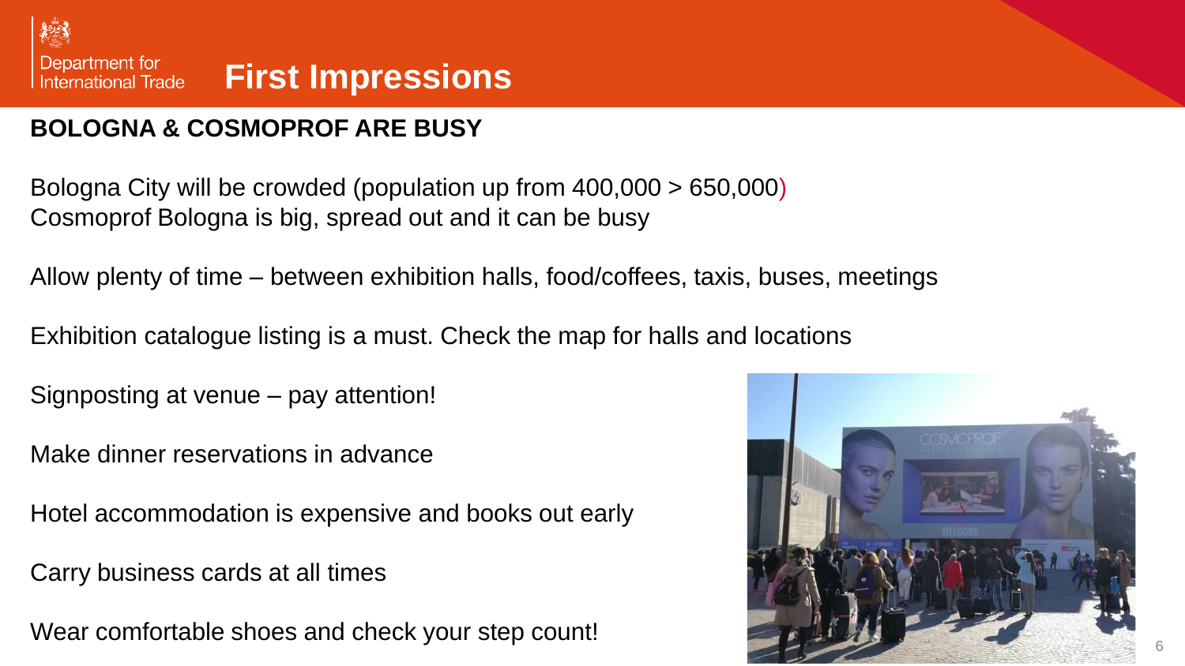# First Impressions

**BOLOGNA & COSMOPROF ARE BUSY**

Bologna City will be crowded (population up from 400,000 > 650,000)
Cosmoprof Bologna is big, spread out and it can be busy

Allow plenty of time – between exhibition halls, food/coffees, taxis, buses, meetings

Exhibition catalogue listing is a must. Check the map for halls and locations

Signposting at venue – pay attention!

Make dinner reservations in advance

Hotel accommodation is expensive and books out early

Carry business cards at all times

Wear comfortable shoes and check your step count!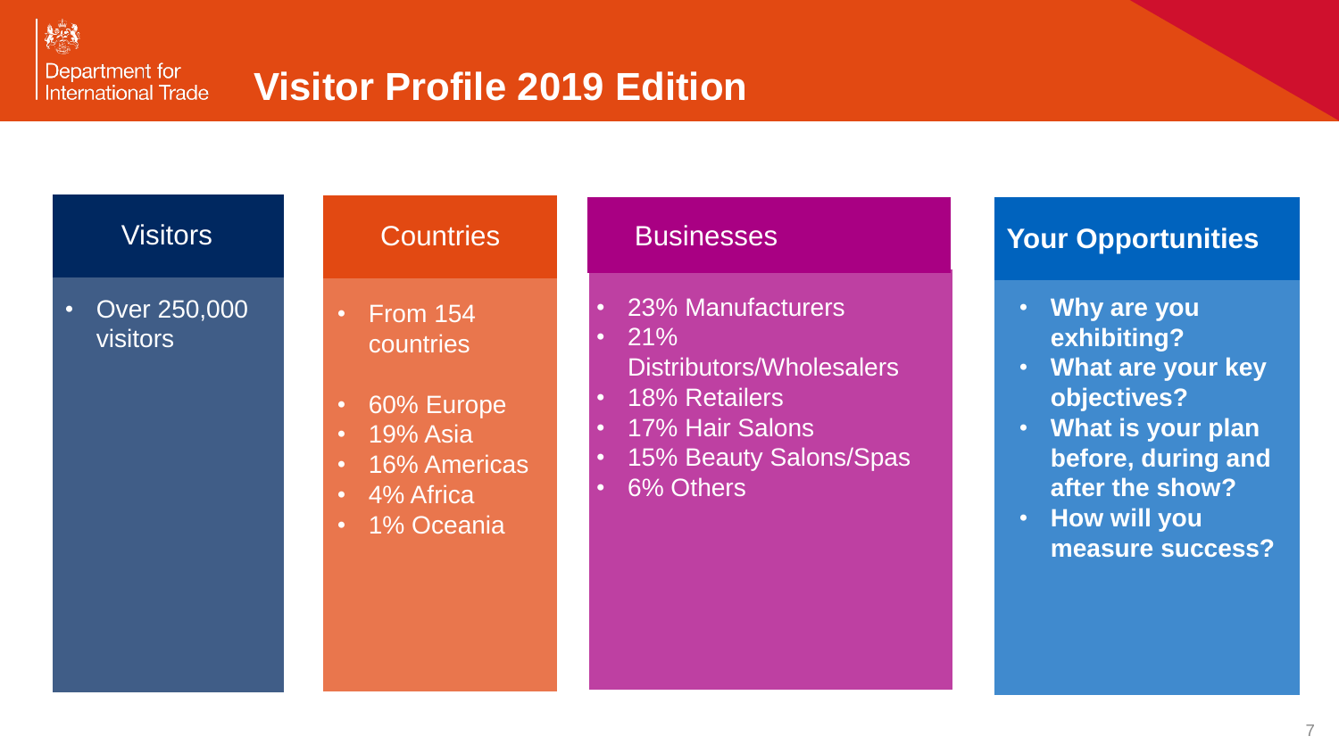Department for International Trade

# Visitor Profile 2019 Edition

## Visitors

- Over 250,000 visitors

## Countries

- From 154 countries
- 60% Europe
- 19% Asia
- 16% Americas
- 4% Africa
- 1% Oceania

## Businesses

- 23% Manufacturers
- 21% Distributors/Wholesalers
- 18% Retailers
- 17% Hair Salons
- 15% Beauty Salons/Spas
- 6% Others

## Your Opportunities

- **Why are you exhibiting?**
- **What are your key objectives?**
- **What is your plan before, during and after the show?**
- **How will you measure success?**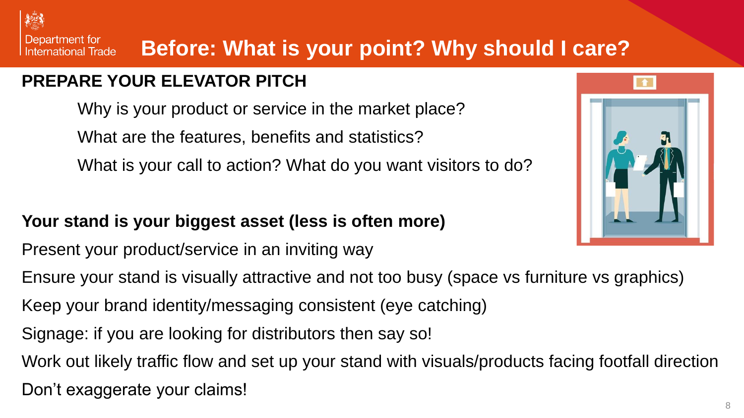# Before: What is your point? Why should I care?

**PREPARE YOUR ELEVATOR PITCH**

Why is your product or service in the market place?

What are the features, benefits and statistics?

What is your call to action? What do you want visitors to do?

**Your stand is your biggest asset (less is often more)**

Present your product/service in an inviting way

Ensure your stand is visually attractive and not too busy (space vs furniture vs graphics)

Keep your brand identity/messaging consistent (eye catching)

Signage: if you are looking for distributors then say so!

Work out likely traffic flow and set up your stand with visuals/products facing footfall direction

Don't exaggerate your claims!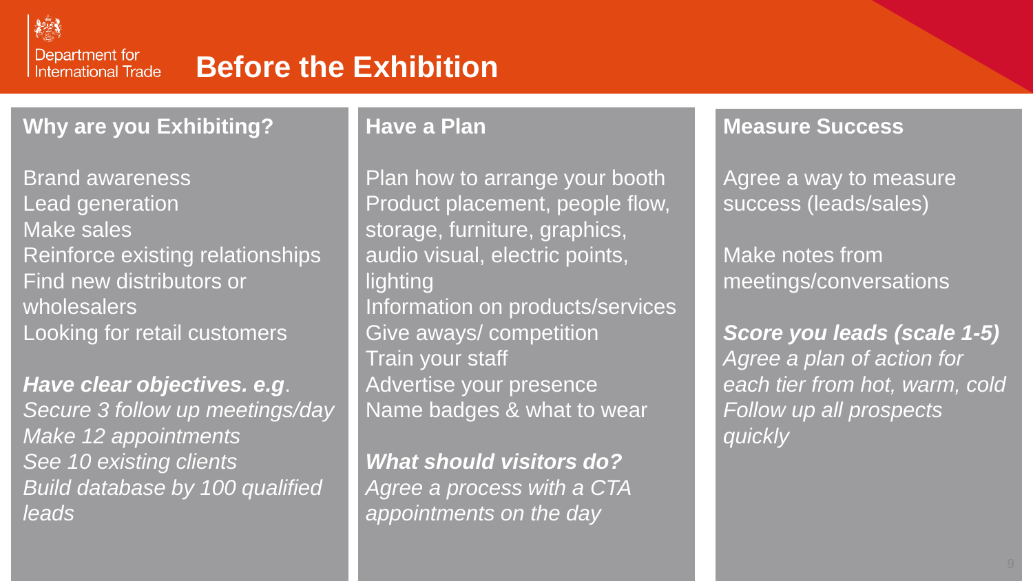# Before the Exhibition

## Why are you Exhibiting?

Brand awareness
Lead generation
Make sales
Reinforce existing relationships
Find new distributors or wholesalers
Looking for retail customers

***Have clear objectives. e.g***.
*Secure 3 follow up meetings/day*
*Make 12 appointments*
*See 10 existing clients*
*Build database by 100 qualified leads*

## Have a Plan

Plan how to arrange your booth
Product placement, people flow, storage, furniture, graphics, audio visual, electric points, lighting
Information on products/services
Give aways/ competition
Train your staff
Advertise your presence
Name badges & what to wear

***What should visitors do?***
*Agree a process with a CTA appointments on the day*

## Measure Success

Agree a way to measure success (leads/sales)

Make notes from meetings/conversations

***Score you leads (scale 1-5)***
*Agree a plan of action for each tier from hot, warm, cold*
*Follow up all prospects quickly*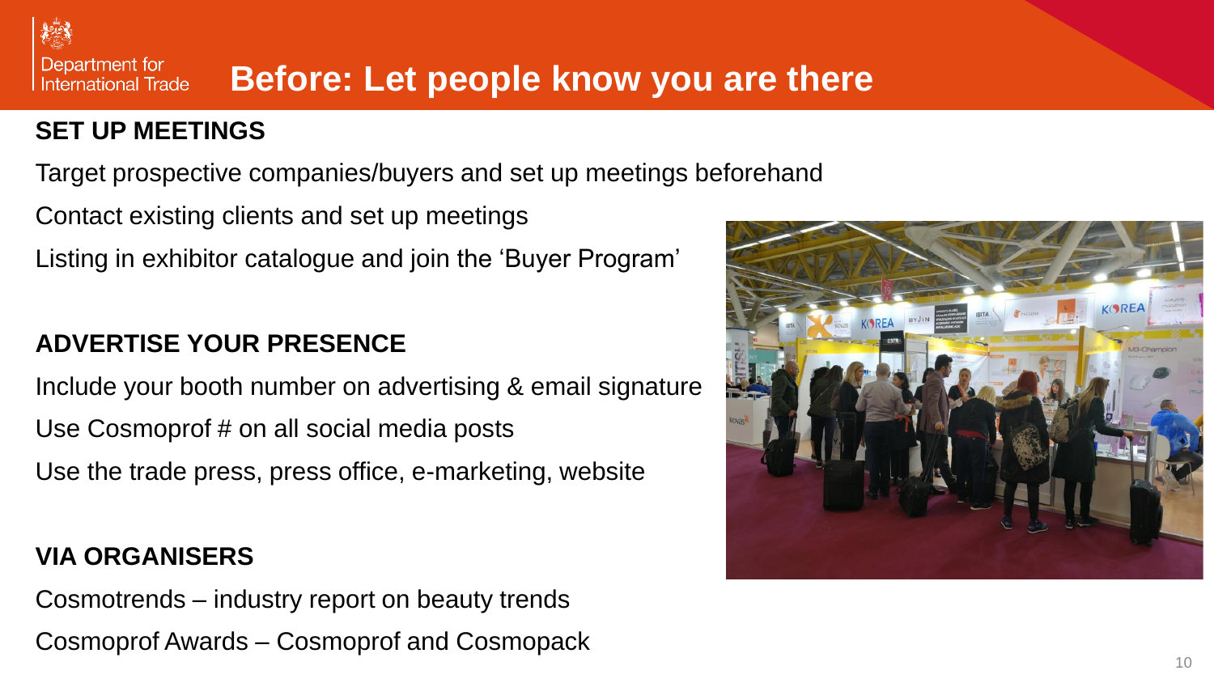# Before: Let people know you are there

## SET UP MEETINGS

Target prospective companies/buyers and set up meetings beforehand

Contact existing clients and set up meetings

Listing in exhibitor catalogue and join the 'Buyer Program'

## ADVERTISE YOUR PRESENCE

Include your booth number on advertising & email signature

Use Cosmoprof # on all social media posts

Use the trade press, press office, e-marketing, website

## VIA ORGANISERS

Cosmotrends – industry report on beauty trends

Cosmoprof Awards – Cosmoprof and Cosmopack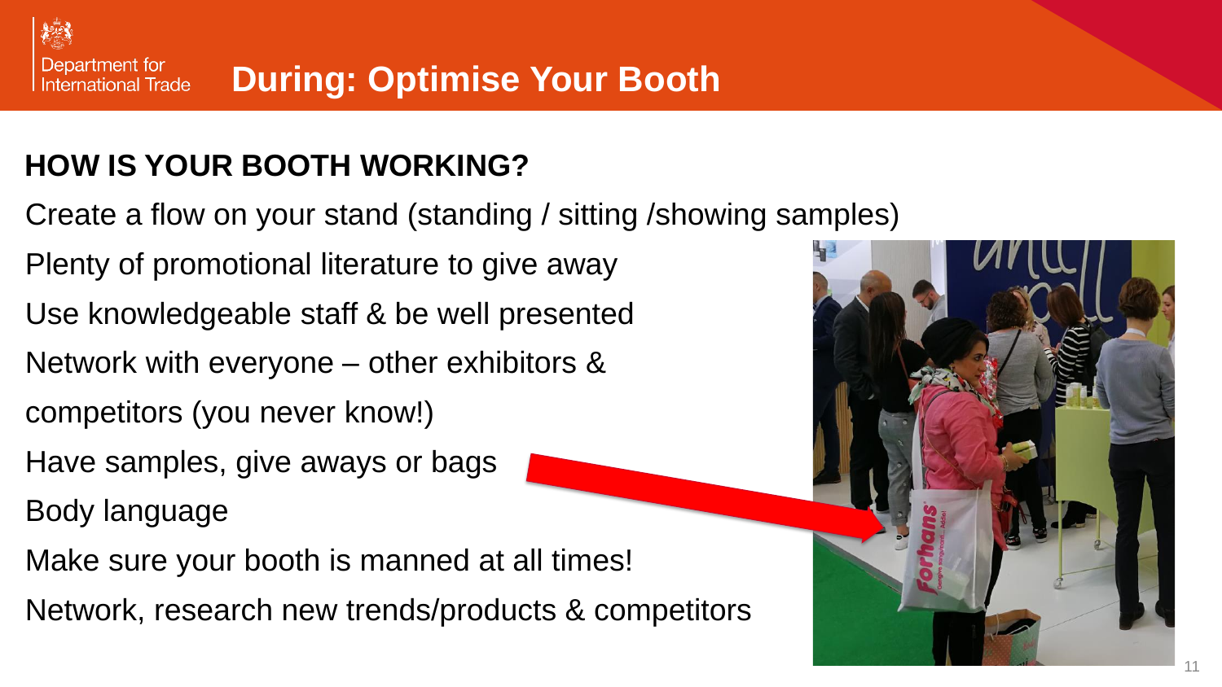# During: Optimise Your Booth

## HOW IS YOUR BOOTH WORKING?

Create a flow on your stand (standing / sitting /showing samples)

Plenty of promotional literature to give away

Use knowledgeable staff & be well presented

Network with everyone – other exhibitors & competitors (you never know!)

Have samples, give aways or bags

Body language

Make sure your booth is manned at all times!

Network, research new trends/products & competitors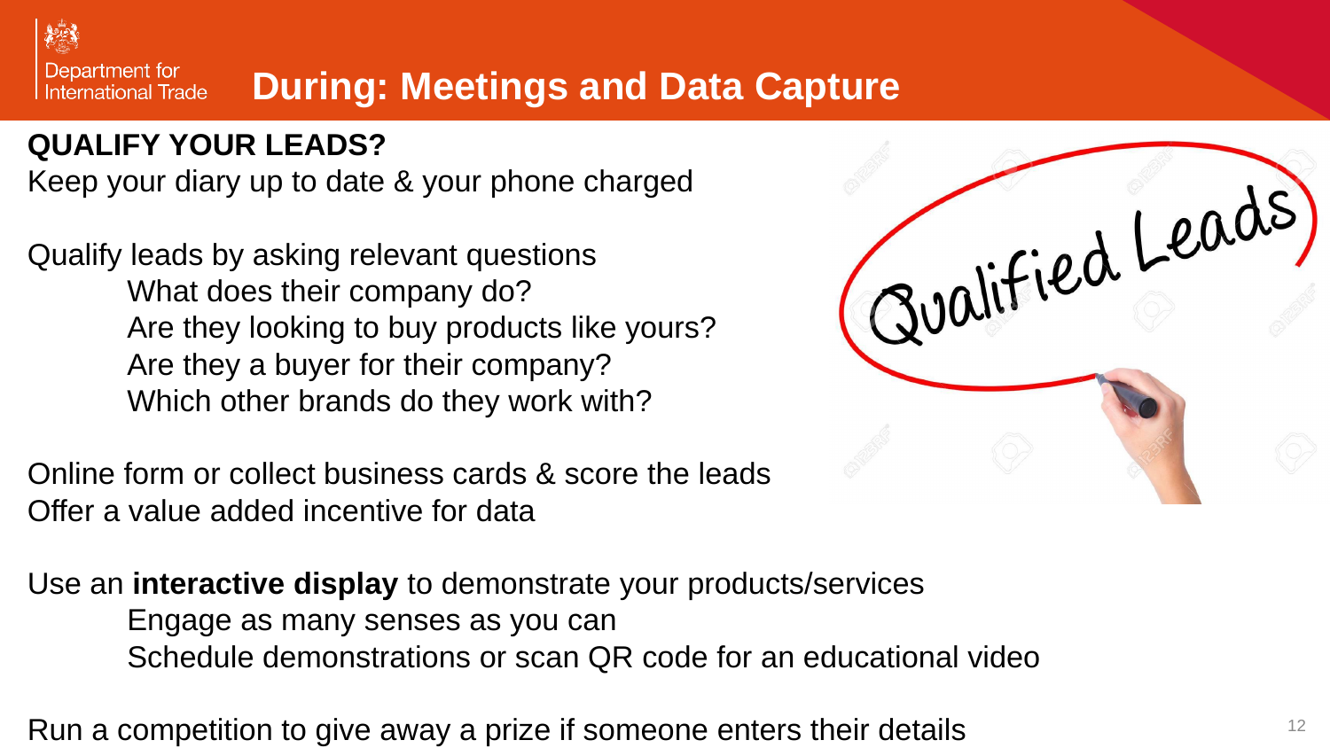# During: Meetings and Data Capture

**QUALIFY YOUR LEADS?**

Keep your diary up to date & your phone charged

Qualify leads by asking relevant questions

- What does their company do?
- Are they looking to buy products like yours?
- Are they a buyer for their company?
- Which other brands do they work with?

Online form or collect business cards & score the leads
Offer a value added incentive for data

Use an **interactive display** to demonstrate your products/services

- Engage as many senses as you can
- Schedule demonstrations or scan QR code for an educational video

Run a competition to give away a prize if someone enters their details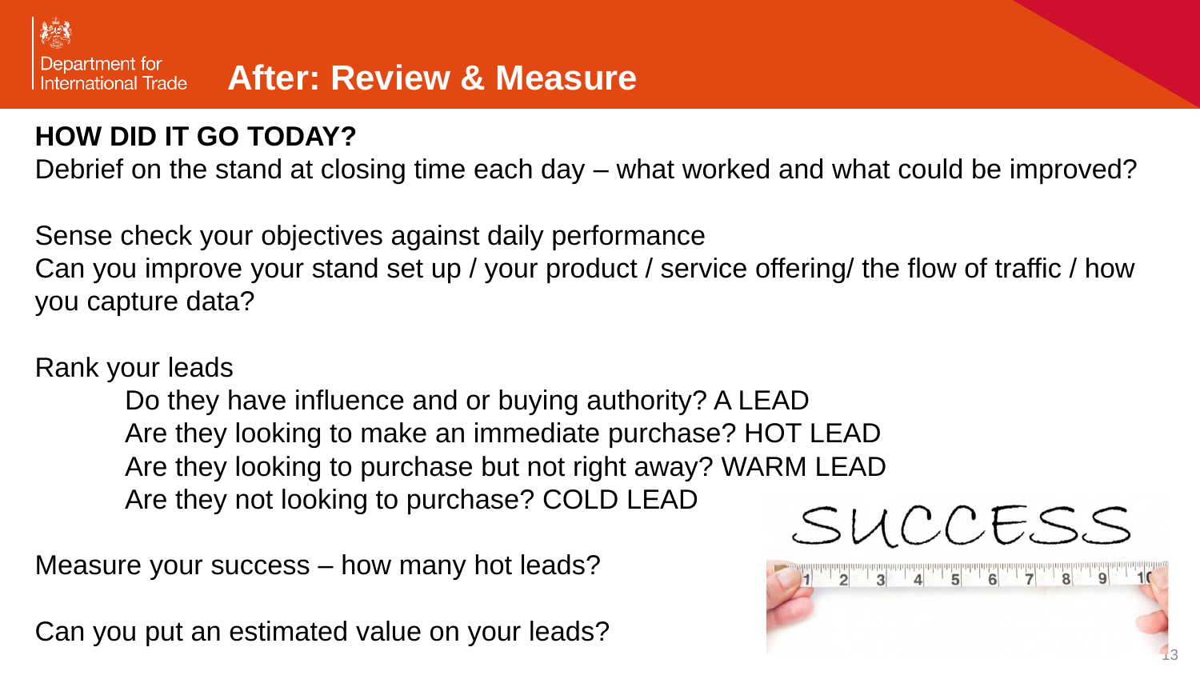# After: Review & Measure

**HOW DID IT GO TODAY?**

Debrief on the stand at closing time each day – what worked and what could be improved?

Sense check your objectives against daily performance
Can you improve your stand set up / your product / service offering/ the flow of traffic / how you capture data?

Rank your leads

- Do they have influence and or buying authority? A LEAD
- Are they looking to make an immediate purchase? HOT LEAD
- Are they looking to purchase but not right away? WARM LEAD
- Are they not looking to purchase? COLD LEAD

Measure your success – how many hot leads?

Can you put an estimated value on your leads?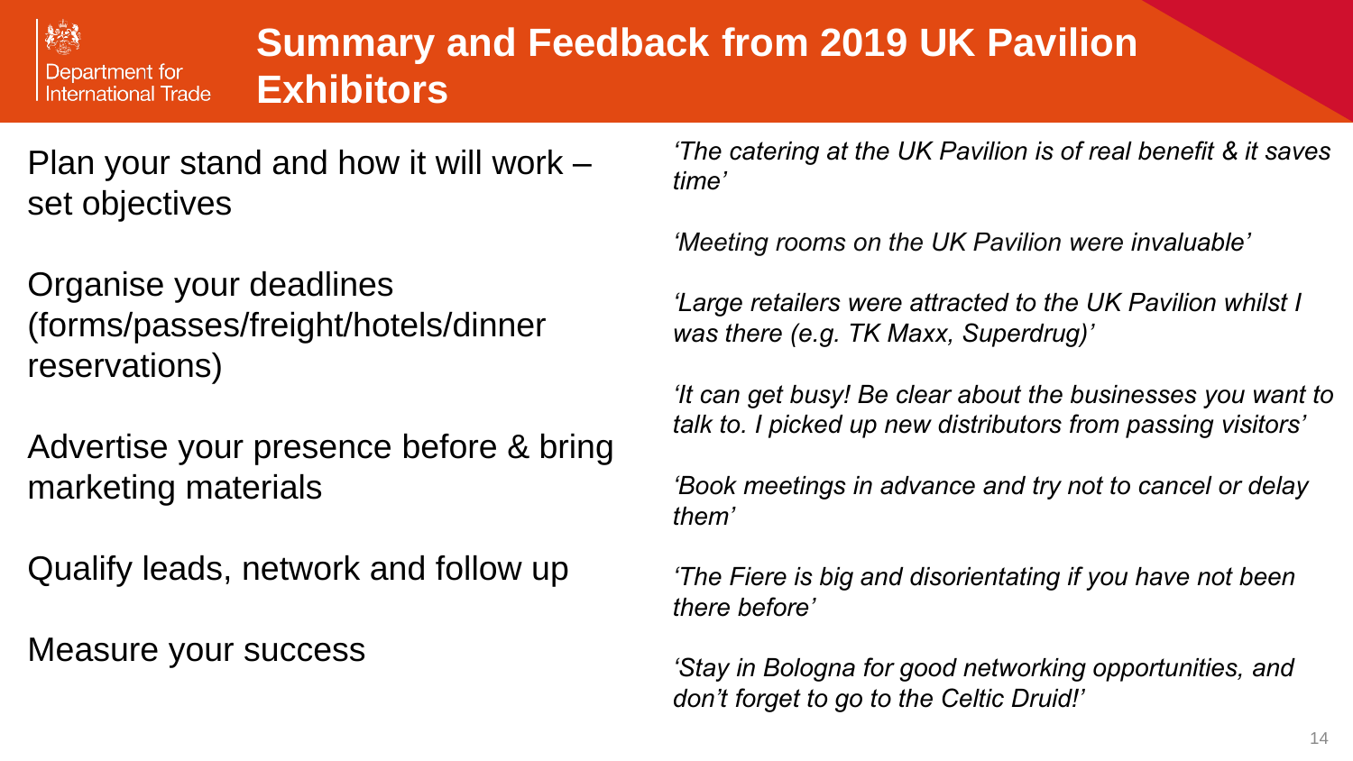# Summary and Feedback from 2019 UK Pavilion Exhibitors

Plan your stand and how it will work – set objectives

Organise your deadlines (forms/passes/freight/hotels/dinner reservations)

Advertise your presence before & bring marketing materials

Qualify leads, network and follow up

Measure your success

*'The catering at the UK Pavilion is of real benefit & it saves time'*

*'Meeting rooms on the UK Pavilion were invaluable'*

*'Large retailers were attracted to the UK Pavilion whilst I was there (e.g. TK Maxx, Superdrug)'*

*'It can get busy! Be clear about the businesses you want to talk to. I picked up new distributors from passing visitors'*

*'Book meetings in advance and try not to cancel or delay them'*

*'The Fiere is big and disorientating if you have not been there before'*

*'Stay in Bologna for good networking opportunities, and don't forget to go to the Celtic Druid!'*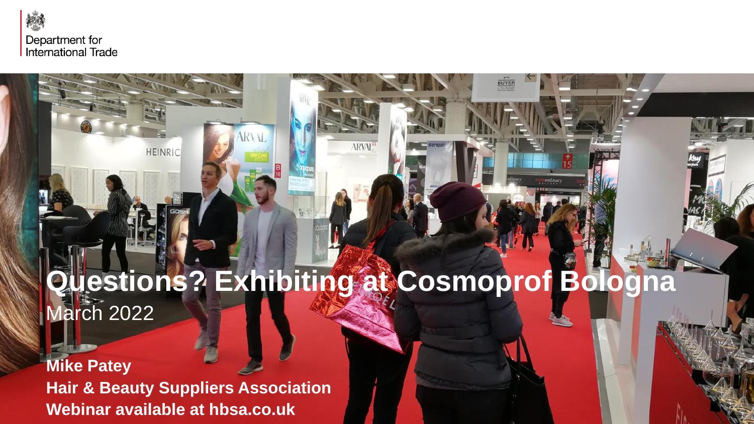Department for International Trade

# Questions? Exhibiting at Cosmoprof Bologna

March 2022

**Mike Patey**

**Hair & Beauty Suppliers Association**

**Webinar available at hbsa.co.uk**